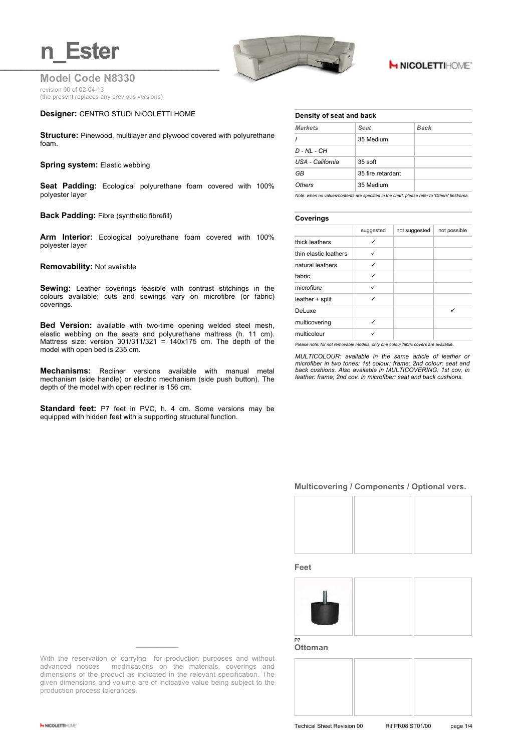# n_Ester

## Model Code N8330

revision 00 of 02-04-13
(the present replaces any previous versions)

**Designer:** CENTRO STUDI NICOLETTI HOME

**Structure:** Pinewood, multilayer and plywood covered with polyurethane foam.

**Spring system:** Elastic webbing

**Seat Padding:** Ecological polyurethane foam covered with 100% polyester layer

**Back Padding:** Fibre (synthetic fibrefill)

**Arm Interior:** Ecological polyurethane foam covered with 100% polyester layer

**Removability:** Not available

**Sewing:** Leather coverings feasible with contrast stitchings in the colours available; cuts and sewings vary on microfibre (or fabric) coverings.

**Bed Version:** available with two-time opening welded steel mesh, elastic webbing on the seats and polyurethane mattress (h. 11 cm). Mattress size: version 301/311/321 = 140x175 cm. The depth of the model with open bed is 235 cm.

**Mechanisms:** Recliner versions available with manual metal mechanism (side handle) or electric mechanism (side push button). The depth of the model with open recliner is 156 cm.

**Standard feet:** P7 feet in PVC, h. 4 cm. Some versions may be equipped with hidden feet with a supporting structural function.

### Density of seat and back

| *Markets* | *Seat* | *Back* |
| --- | --- | --- |
| *I* | 35 Medium | |
| *D - NL - CH* | | |
| *USA - California* | 35 soft | |
| *GB* | 35 fire retardant | |
| *Others* | 35 Medium | |

*Note: when no values/contents are specified in the chart, please refer to 'Others' field/area.*

### Coverings

| | suggested | not suggested | not possible |
| --- | --- | --- | --- |
| thick leathers | ✓ | | |
| thin elastic leathers | ✓ | | |
| natural leathers | ✓ | | |
| fabric | ✓ | | |
| microfibre | ✓ | | |
| leather + split | ✓ | | |
| DeLuxe | | | ✓ |
| multicovering | ✓ | | |
| multicolour | ✓ | | |

*Please note: for not removable models, only one colour fabric covers are available.*

*MULTICOLOUR: available in the same article of leather or microfiber in two tones: 1st colour: frame; 2nd colour: seat and back cushions. Also available in MULTICOVERING: 1st cov. in leather: frame; 2nd cov. in microfiber: seat and back cushions.*

### Multicovering / Components / Optional vers.

### Feet

P7

### Ottoman

With the reservation of carrying for production purposes and without advanced notices modifications on the materials, coverings and dimensions of the product as indicated in the relevant specification. The given dimensions and volume are of indicative value being subject to the production process tolerances.

Techical Sheet Revision 00 Rif PR08 ST01/00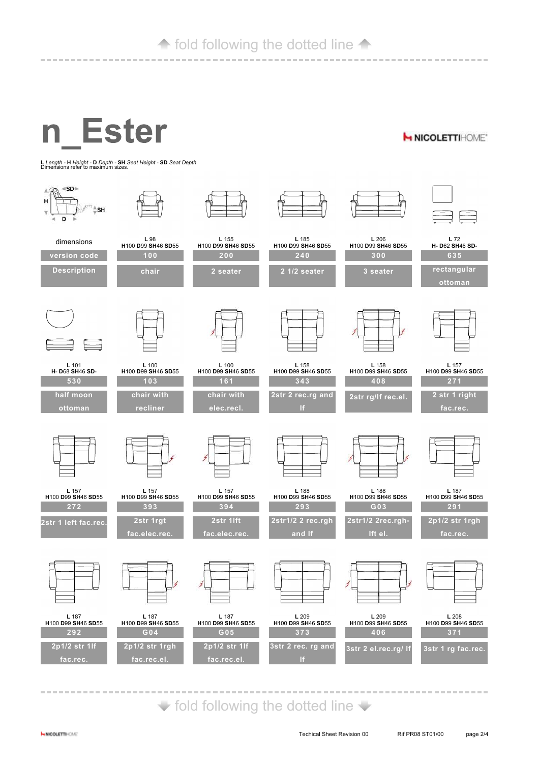# n_Ester

NICOLETTIHOME

**L** *Length* - **H** *Height* - **D** *Depth* - **SH** *Seat Height* - **SD** *Seat Depth*
Dimensions refer to maximum sizes.

| dimensions | L 98<br>H100 D99 SH46 SD55 | L 155<br>H100 D99 SH46 SD55 | L 185<br>H100 D99 SH46 SD55 | L 206<br>H100 D99 SH46 SD55 | L 72<br>H- D62 SH46 SD- |
|---|---|---|---|---|---|
| version code | 100 | 200 | 240 | 300 | 635 |
| Description | chair | 2 seater | 2 1/2 seater | 3 seater | rectangular ottoman |

| L 101<br>H- D68 SH46 SD- | L 100<br>H100 D99 SH46 SD55 | L 100<br>H100 D99 SH46 SD55 | L 158<br>H100 D99 SH46 SD55 | L 158<br>H100 D99 SH46 SD55 | L 157<br>H100 D99 SH46 SD55 |
|---|---|---|---|---|---|
| 530 | 103 | 161 | 343 | 408 | 271 |
| half moon ottoman | chair with recliner | chair with elec.recl. | 2str 2 rec.rg and lf | 2str rg/lf rec.el. | 2 str 1 right fac.rec. |

| L 157<br>H100 D99 SH46 SD55 | L 157<br>H100 D99 SH46 SD55 | L 157<br>H100 D99 SH46 SD55 | L 188<br>H100 D99 SH46 SD55 | L 188<br>H100 D99 SH46 SD55 | L 187<br>H100 D99 SH46 SD55 |
|---|---|---|---|---|---|
| 272 | 393 | 394 | 293 | G03 | 291 |
| 2str 1 left fac.rec. | 2str 1rgt fac.elec.rec. | 2str 1lft fac.elec.rec. | 2str1/2 2 rec.rgh and lf | 2str1/2 2rec.rgh-lft el. | 2p1/2 str 1rgh fac.rec. |

| L 187<br>H100 D99 SH46 SD55 | L 187<br>H100 D99 SH46 SD55 | L 187<br>H100 D99 SH46 SD55 | L 209<br>H100 D99 SH46 SD55 | L 209<br>H100 D99 SH46 SD55 | L 208<br>H100 D99 SH46 SD55 |
|---|---|---|---|---|---|
| 292 | G04 | G05 | 373 | 406 | 371 |
| 2p1/2 str 1lf fac.rec. | 2p1/2 str 1rgh fac.rec.el. | 2p1/2 str 1lf fac.rec.el. | 3str 2 rec. rg and lf | 3str 2 el.rec.rg/ lf | 3str 1 rg fac.rec. |

Techical Sheet Revision 00 Rif PR08 ST01/00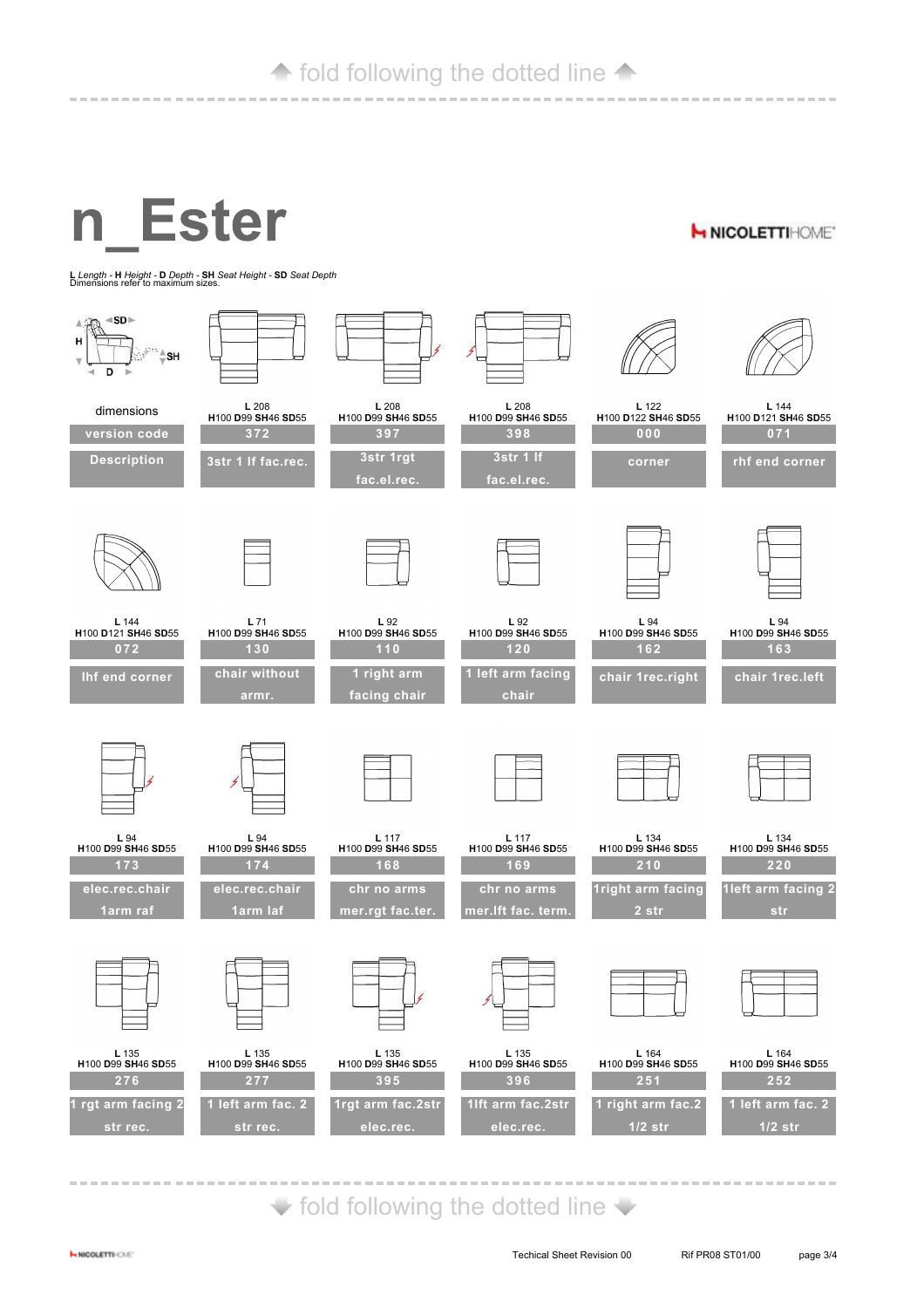↑ fold following the dotted line ↑

# n_Ester

NICOLETTIHOME

**L** *Length* - **H** *Height* - **D** *Depth* - **SH** *Seat Height* - **SD** *Seat Depth*
Dimensions refer to maximum sizes.

| dimensions | version code | Description |
|---|---|---|
| L 208 H100 D99 SH46 SD55 | 372 | 3str 1 lf fac.rec. |
| L 208 H100 D99 SH46 SD55 | 397 | 3str 1rgt fac.el.rec. |
| L 208 H100 D99 SH46 SD55 | 398 | 3str 1 lf fac.el.rec. |
| L 122 H100 D122 SH46 SD55 | 000 | corner |
| L 144 H100 D121 SH46 SD55 | 071 | rhf end corner |
| L 144 H100 D121 SH46 SD55 | 072 | lhf end corner |
| L 71 H100 D99 SH46 SD55 | 130 | chair without armr. |
| L 92 H100 D99 SH46 SD55 | 110 | 1 right arm facing chair |
| L 92 H100 D99 SH46 SD55 | 120 | 1 left arm facing chair |
| L 94 H100 D99 SH46 SD55 | 162 | chair 1rec.right |
| L 94 H100 D99 SH46 SD55 | 163 | chair 1rec.left |
| L 94 H100 D99 SH46 SD55 | 173 | elec.rec.chair 1arm raf |
| L 94 H100 D99 SH46 SD55 | 174 | elec.rec.chair 1arm laf |
| L 117 H100 D99 SH46 SD55 | 168 | chr no arms mer.rgt fac.ter. |
| L 117 H100 D99 SH46 SD55 | 169 | chr no arms mer.lft fac. term. |
| L 134 H100 D99 SH46 SD55 | 210 | 1right arm facing 2 str |
| L 134 H100 D99 SH46 SD55 | 220 | 1left arm facing 2 str |
| L 135 H100 D99 SH46 SD55 | 276 | 1 rgt arm facing 2 str rec. |
| L 135 H100 D99 SH46 SD55 | 277 | 1 left arm fac. 2 str rec. |
| L 135 H100 D99 SH46 SD55 | 395 | 1rgt arm fac.2str elec.rec. |
| L 135 H100 D99 SH46 SD55 | 396 | 1lft arm fac.2str elec.rec. |
| L 164 H100 D99 SH46 SD55 | 251 | 1 right arm fac.2 1/2 str |
| L 164 H100 D99 SH46 SD55 | 252 | 1 left arm fac. 2 1/2 str |

↓ fold following the dotted line ↓

Techical Sheet Revision 00 Rif PR08 ST01/00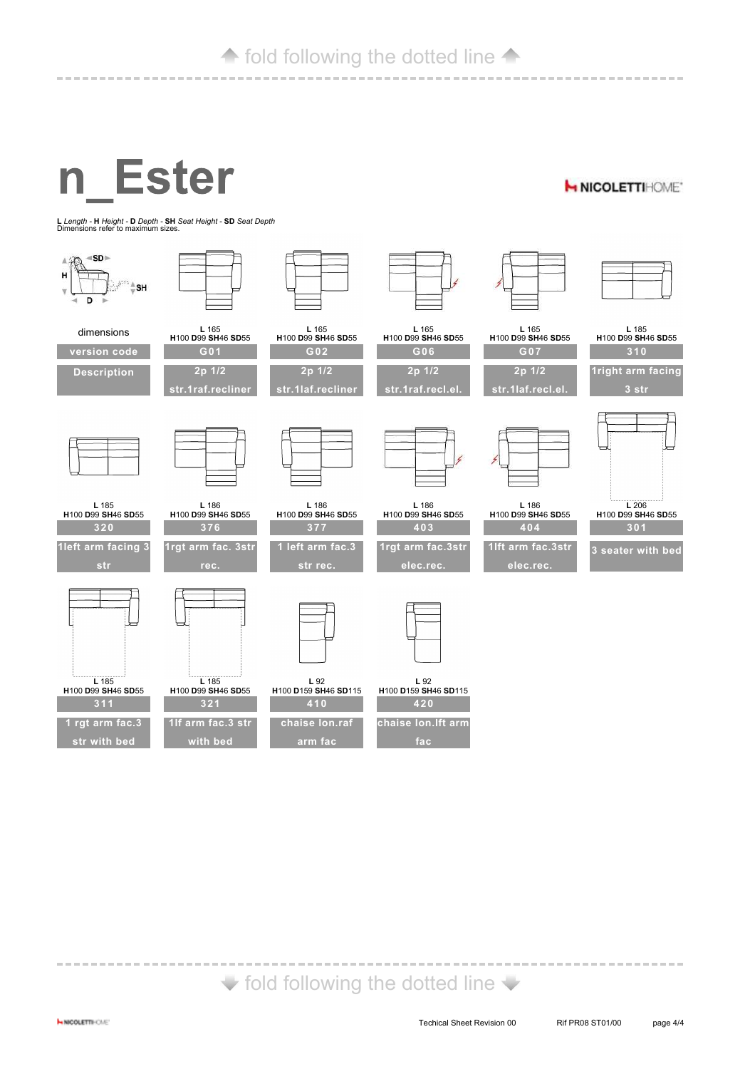fold following the dotted line

# n_Ester

NICOLETTIHOME

**L** *Length* - **H** *Height* - **D** *Depth* - **SH** *Seat Height* - **SD** *Seat Depth*
Dimensions refer to maximum sizes.

| dimensions | version code | Description |
|---|---|---|
| L 165 H100 D99 SH46 SD55 | G01 | 2p 1/2 str.1raf.recliner |
| L 165 H100 D99 SH46 SD55 | G02 | 2p 1/2 str.1laf.recliner |
| L 165 H100 D99 SH46 SD55 | G06 | 2p 1/2 str.1raf.recl.el. |
| L 165 H100 D99 SH46 SD55 | G07 | 2p 1/2 str.1laf.recl.el. |
| L 185 H100 D99 SH46 SD55 | 310 | 1right arm facing 3 str |
| L 185 H100 D99 SH46 SD55 | 320 | 1left arm facing 3 str |
| L 186 H100 D99 SH46 SD55 | 376 | 1rgt arm fac. 3str rec. |
| L 186 H100 D99 SH46 SD55 | 377 | 1 left arm fac.3 str rec. |
| L 186 H100 D99 SH46 SD55 | 403 | 1rgt arm fac.3str elec.rec. |
| L 186 H100 D99 SH46 SD55 | 404 | 1lft arm fac.3str elec.rec. |
| L 206 H100 D99 SH46 SD55 | 301 | 3 seater with bed |
| L 185 H100 D99 SH46 SD55 | 311 | 1 rgt arm fac.3 str with bed |
| L 185 H100 D99 SH46 SD55 | 321 | 1lf arm fac.3 str with bed |
| L 92 H100 D159 SH46 SD115 | 410 | chaise lon.raf arm fac |
| L 92 H100 D159 SH46 SD115 | 420 | chaise lon.lft arm fac |

fold following the dotted line

Techical Sheet Revision 00 Rif PR08 ST01/00